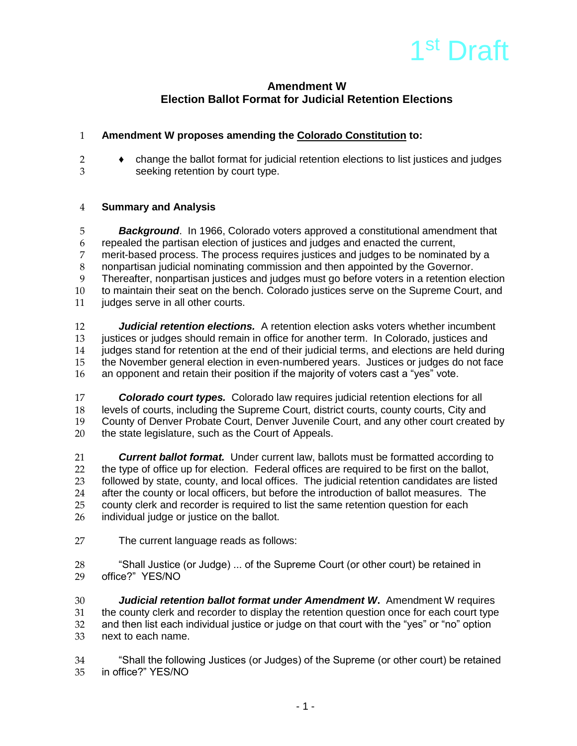1[st] Draft

## Amendment W
## Election Ballot Format for Judicial Retention Elections

**Amendment W proposes amending the Colorado Constitution to:**

- change the ballot format for judicial retention elections to list justices and judges seeking retention by court type.

**Summary and Analysis**

***Background***. In 1966, Colorado voters approved a constitutional amendment that repealed the partisan election of justices and judges and enacted the current, merit-based process. The process requires justices and judges to be nominated by a nonpartisan judicial nominating commission and then appointed by the Governor. Thereafter, nonpartisan justices and judges must go before voters in a retention election to maintain their seat on the bench. Colorado justices serve on the Supreme Court, and judges serve in all other courts.

***Judicial retention elections.*** A retention election asks voters whether incumbent justices or judges should remain in office for another term. In Colorado, justices and judges stand for retention at the end of their judicial terms, and elections are held during the November general election in even-numbered years. Justices or judges do not face an opponent and retain their position if the majority of voters cast a "yes" vote.

***Colorado court types.*** Colorado law requires judicial retention elections for all levels of courts, including the Supreme Court, district courts, county courts, City and County of Denver Probate Court, Denver Juvenile Court, and any other court created by the state legislature, such as the Court of Appeals.

***Current ballot format.*** Under current law, ballots must be formatted according to the type of office up for election. Federal offices are required to be first on the ballot, followed by state, county, and local offices. The judicial retention candidates are listed after the county or local officers, but before the introduction of ballot measures. The county clerk and recorder is required to list the same retention question for each individual judge or justice on the ballot.

The current language reads as follows:

"Shall Justice (or Judge) ... of the Supreme Court (or other court) be retained in office?" YES/NO

***Judicial retention ballot format under Amendment W*.** Amendment W requires the county clerk and recorder to display the retention question once for each court type and then list each individual justice or judge on that court with the "yes" or "no" option next to each name.

"Shall the following Justices (or Judges) of the Supreme (or other court) be retained in office?" YES/NO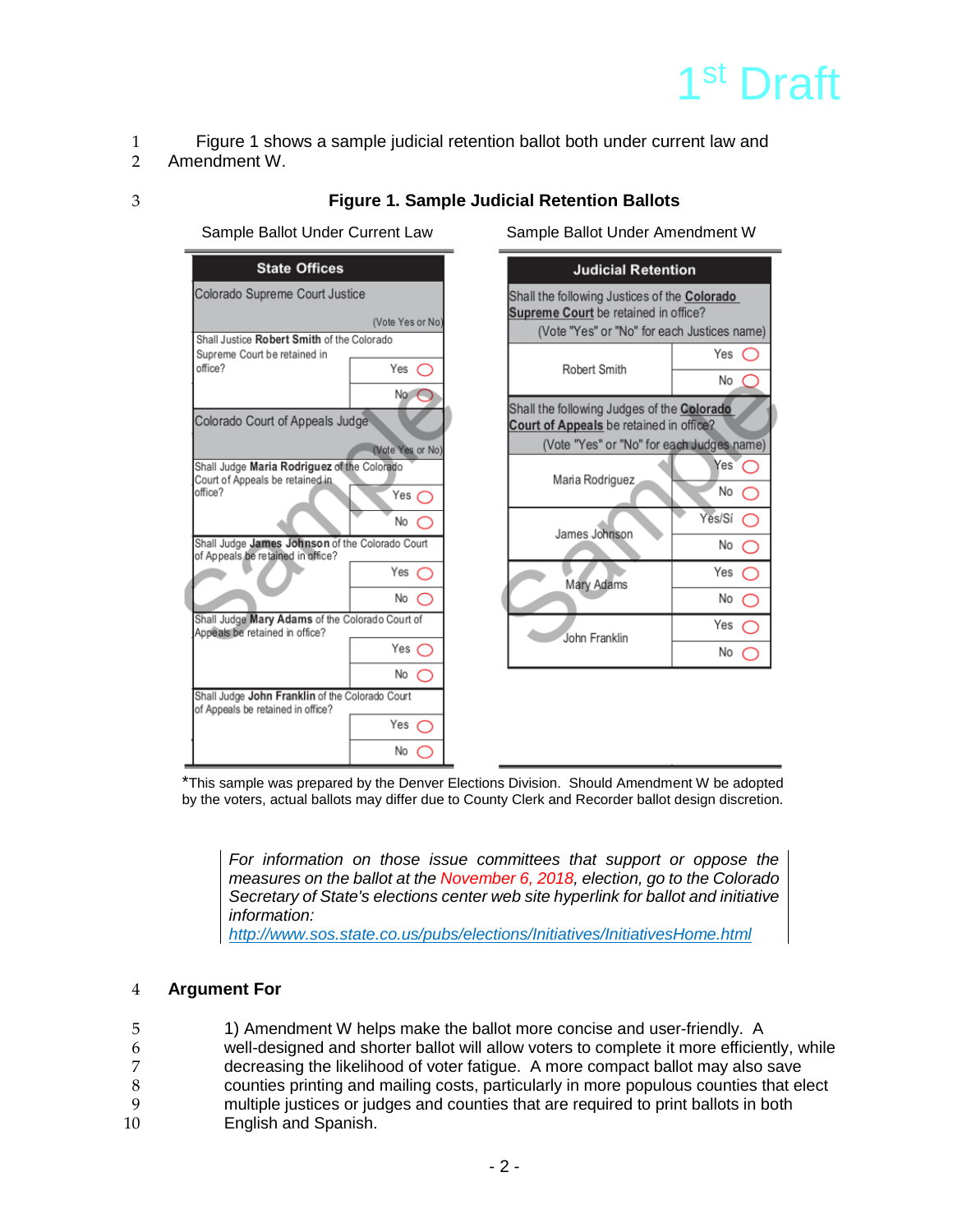Figure 1 shows a sample judicial retention ballot both under current law and Amendment W.

**Figure 1. Sample Judicial Retention Ballots**

Sample Ballot Under Current Law

| State Offices | |
|---|---|
| Colorado Supreme Court Justice (Vote Yes or No) | |
| Shall Justice **Robert Smith** of the Colorado Supreme Court be retained in office? | Yes ◯ |
| | No ◯ |
| Colorado Court of Appeals Judge (Vote Yes or No) | |
| Shall Judge **Maria Rodriguez** of the Colorado Court of Appeals be retained in office? | Yes ◯ |
| | No ◯ |
| Shall Judge **James Johnson** of the Colorado Court of Appeals be retained in office? | Yes ◯ |
| | No ◯ |
| Shall Judge **Mary Adams** of the Colorado Court of Appeals be retained in office? | Yes ◯ |
| | No ◯ |
| Shall Judge **John Franklin** of the Colorado Court of Appeals be retained in office? | Yes ◯ |
| | No ◯ |

Sample Ballot Under Amendment W

| Judicial Retention | |
|---|---|
| Shall the following Justices of the **Colorado Supreme Court** be retained in office? (Vote "Yes" or "No" for each Justices name) | |
| Robert Smith | Yes ◯ |
| | No ◯ |
| Shall the following Judges of the **Colorado Court of Appeals** be retained in office? (Vote "Yes" or "No" for each Judges name) | |
| Maria Rodriguez | Yes ◯ |
| | No ◯ |
| James Johnson | Yes/Sí ◯ |
| | No ◯ |
| Mary Adams | Yes ◯ |
| | No ◯ |
| John Franklin | Yes ◯ |
| | No ◯ |

*This sample was prepared by the Denver Elections Division. Should Amendment W be adopted by the voters, actual ballots may differ due to County Clerk and Recorder ballot design discretion.

*For information on those issue committees that support or oppose the measures on the ballot at the November 6, 2018, election, go to the Colorado Secretary of State's elections center web site hyperlink for ballot and initiative information:*
*http://www.sos.state.co.us/pubs/elections/Initiatives/InitiativesHome.html*

## Argument For

1) Amendment W helps make the ballot more concise and user-friendly. A well-designed and shorter ballot will allow voters to complete it more efficiently, while decreasing the likelihood of voter fatigue. A more compact ballot may also save counties printing and mailing costs, particularly in more populous counties that elect multiple justices or judges and counties that are required to print ballots in both English and Spanish.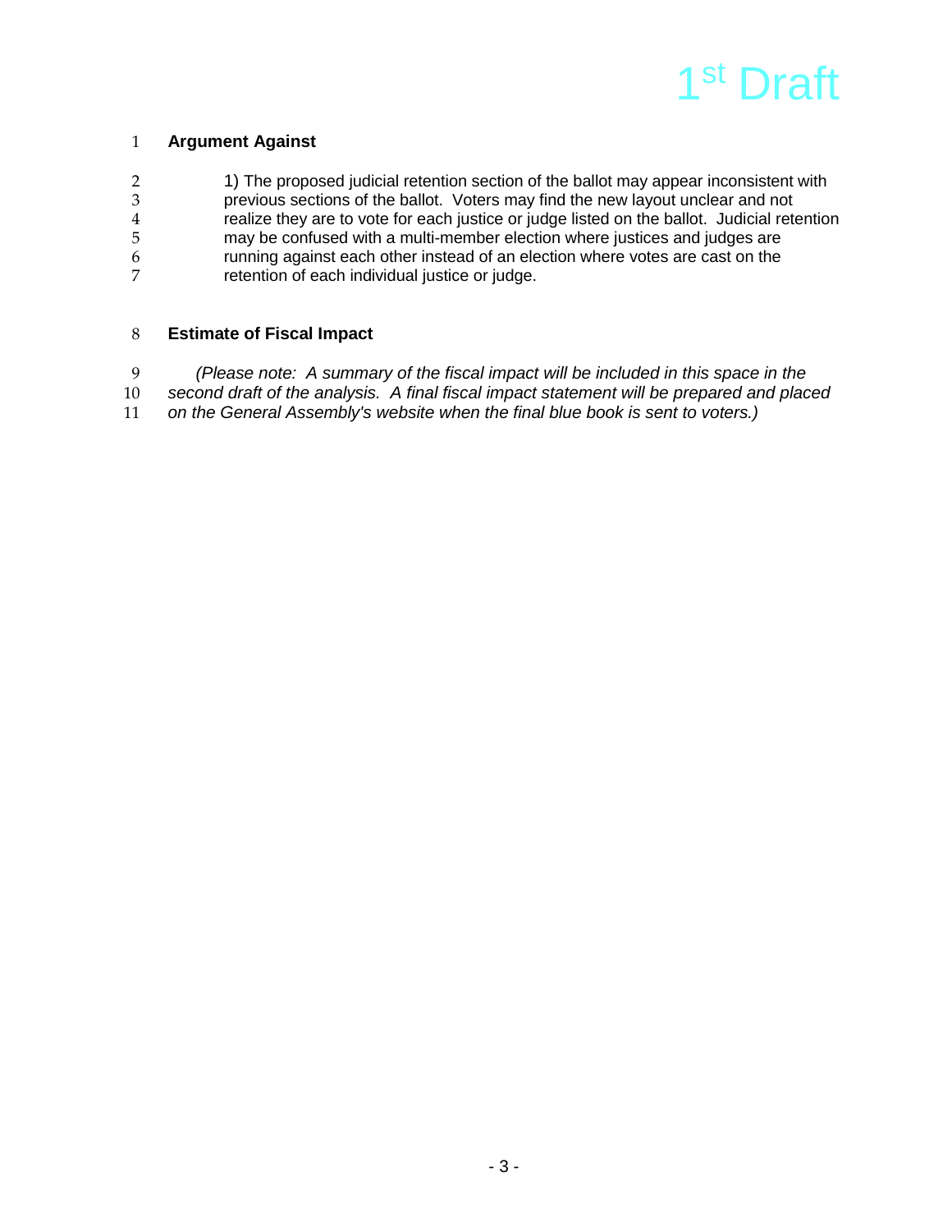**Argument Against**

1) The proposed judicial retention section of the ballot may appear inconsistent with previous sections of the ballot. Voters may find the new layout unclear and not realize they are to vote for each justice or judge listed on the ballot. Judicial retention may be confused with a multi-member election where justices and judges are running against each other instead of an election where votes are cast on the retention of each individual justice or judge.

**Estimate of Fiscal Impact**

*(Please note: A summary of the fiscal impact will be included in this space in the second draft of the analysis. A final fiscal impact statement will be prepared and placed on the General Assembly's website when the final blue book is sent to voters.)*